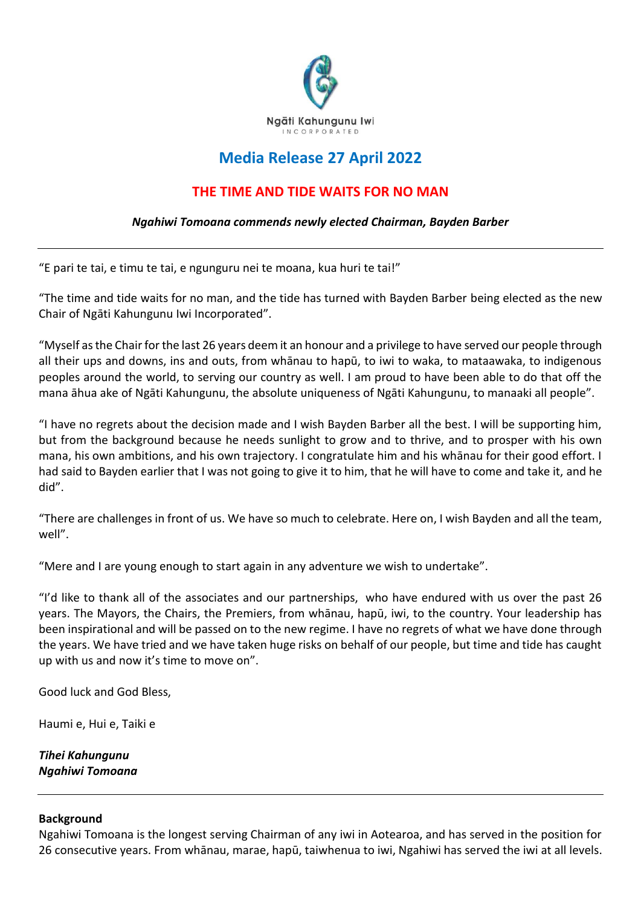Ngāti Kahungunu Iwi
INCORPORATED

# Media Release 27 April 2022

## THE TIME AND TIDE WAITS FOR NO MAN

***Ngahiwi Tomoana commends newly elected Chairman, Bayden Barber***

---

"E pari te tai, e timu te tai, e ngunguru nei te moana, kua huri te tai!"

"The time and tide waits for no man, and the tide has turned with Bayden Barber being elected as the new Chair of Ngāti Kahungunu Iwi Incorporated".

"Myself as the Chair for the last 26 years deem it an honour and a privilege to have served our people through all their ups and downs, ins and outs, from whānau to hapū, to iwi to waka, to mataawaka, to indigenous peoples around the world, to serving our country as well. I am proud to have been able to do that off the mana āhua ake of Ngāti Kahungunu, the absolute uniqueness of Ngāti Kahungunu, to manaaki all people".

"I have no regrets about the decision made and I wish Bayden Barber all the best. I will be supporting him, but from the background because he needs sunlight to grow and to thrive, and to prosper with his own mana, his own ambitions, and his own trajectory. I congratulate him and his whānau for their good effort. I had said to Bayden earlier that I was not going to give it to him, that he will have to come and take it, and he did".

"There are challenges in front of us. We have so much to celebrate. Here on, I wish Bayden and all the team, well".

"Mere and I are young enough to start again in any adventure we wish to undertake".

"I'd like to thank all of the associates and our partnerships, who have endured with us over the past 26 years. The Mayors, the Chairs, the Premiers, from whānau, hapū, iwi, to the country. Your leadership has been inspirational and will be passed on to the new regime. I have no regrets of what we have done through the years. We have tried and we have taken huge risks on behalf of our people, but time and tide has caught up with us and now it's time to move on".

Good luck and God Bless,

Haumi e, Hui e, Taiki e

***Tihei Kahungunu***
***Ngahiwi Tomoana***

---

**Background**

Ngahiwi Tomoana is the longest serving Chairman of any iwi in Aotearoa, and has served in the position for 26 consecutive years. From whānau, marae, hapū, taiwhenua to iwi, Ngahiwi has served the iwi at all levels.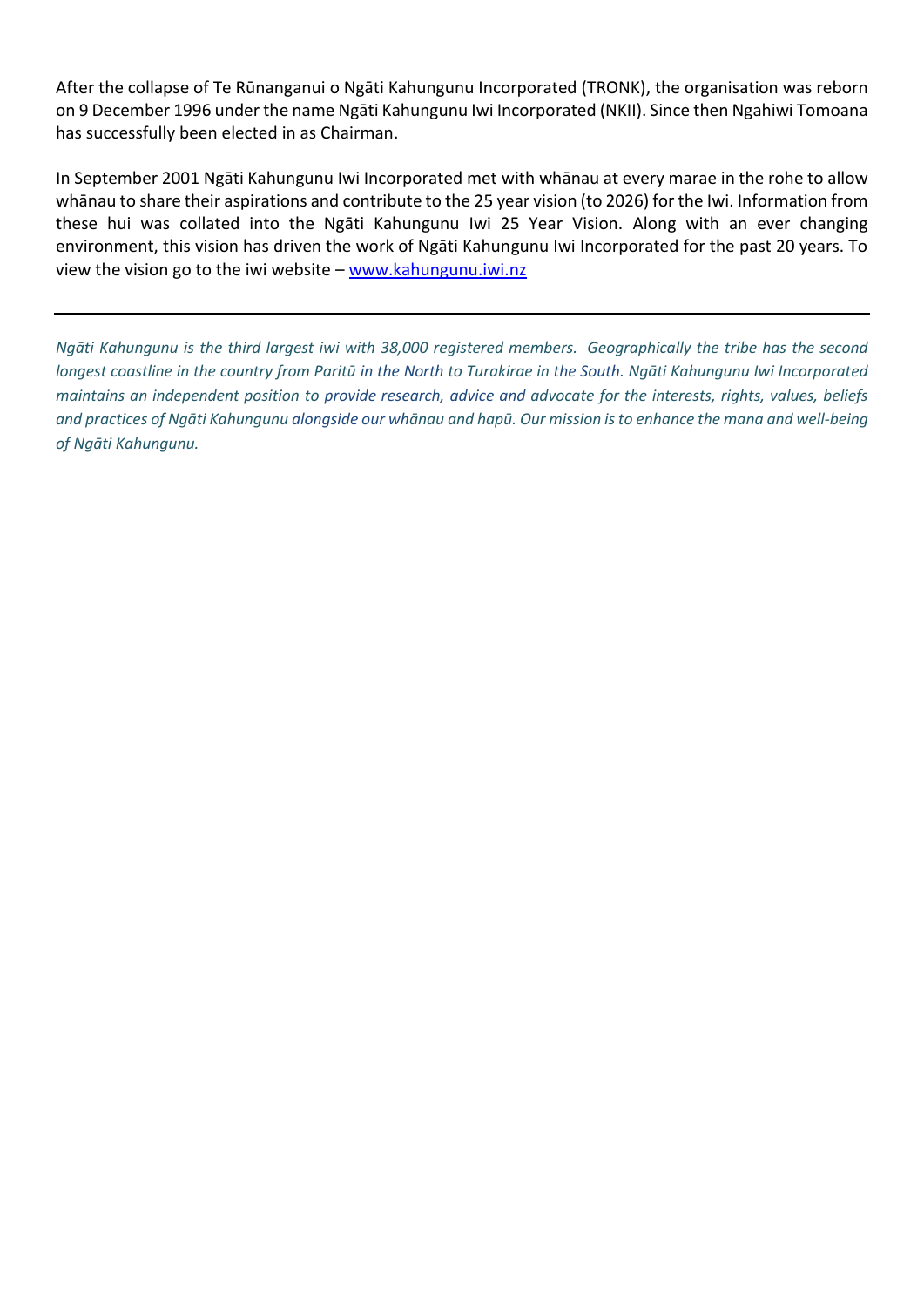After the collapse of Te Rūnanganui o Ngāti Kahungunu Incorporated (TRONK), the organisation was reborn on 9 December 1996 under the name Ngāti Kahungunu Iwi Incorporated (NKII). Since then Ngahiwi Tomoana has successfully been elected in as Chairman.

In September 2001 Ngāti Kahungunu Iwi Incorporated met with whānau at every marae in the rohe to allow whānau to share their aspirations and contribute to the 25 year vision (to 2026) for the Iwi. Information from these hui was collated into the Ngāti Kahungunu Iwi 25 Year Vision. Along with an ever changing environment, this vision has driven the work of Ngāti Kahungunu Iwi Incorporated for the past 20 years. To view the vision go to the iwi website – [www.kahungunu.iwi.nz](http://www.kahungunu.iwi.nz)

---

*Ngāti Kahungunu is the third largest iwi with 38,000 registered members. Geographically the tribe has the second longest coastline in the country from Paritū in the North to Turakirae in the South. Ngāti Kahungunu Iwi Incorporated maintains an independent position to provide research, advice and advocate for the interests, rights, values, beliefs and practices of Ngāti Kahungunu alongside our whānau and hapū. Our mission is to enhance the mana and well-being of Ngāti Kahungunu.*